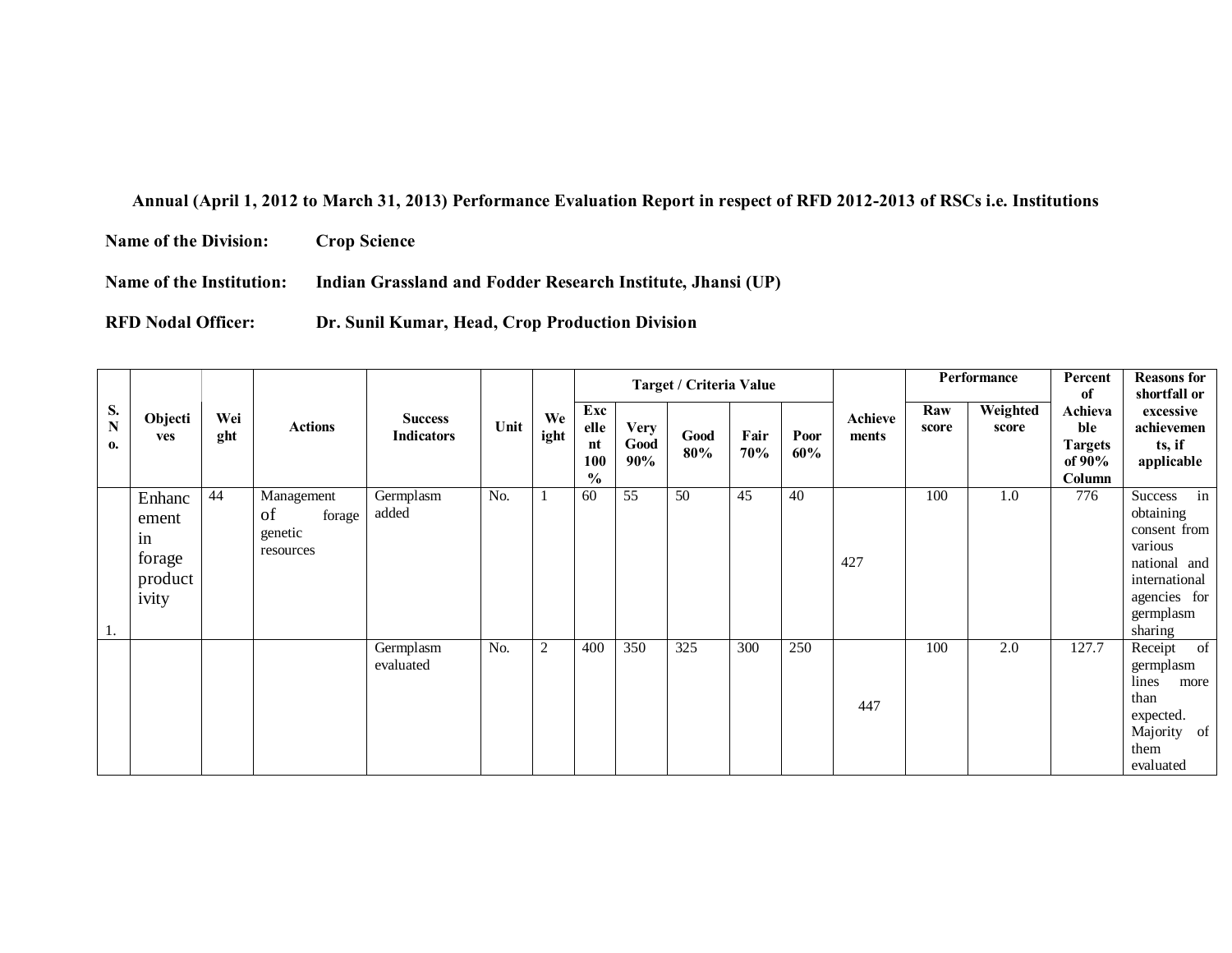**Annual (April 1, 2012 to March 31, 2013) Performance Evaluation Report in respect of RFD 2012-2013 of RSCs i.e. Institutions**

**Name of the Division:** **Crop Science**

**Name of the Institution:** **Indian Grassland and Fodder Research Institute, Jhansi (UP)**

**RFD Nodal Officer:** **Dr. Sunil Kumar, Head, Crop Production Division**

| S. No. | Objectives | Weight | Actions | Success Indicators | Unit | Weight | Target / Criteria Value | | | | | Achievements | Performance | | Percent of Achievable Targets of 90% Column | Reasons for shortfall or excessive achievements, if applicable |
|---|---|---|---|---|---|---|---|---|---|---|---|---|---|---|---|---|
| | | | | | | | Excellent 100% | Very Good 90% | Good 80% | Fair 70% | Poor 60% | | Raw score | Weighted score | | |
| 1. | Enhancement in forage productivity | 44 | Management of forage genetic resources | Germplasm added | No. | 1 | 60 | 55 | 50 | 45 | 40 | 427 | 100 | 1.0 | 776 | Success in obtaining consent from various national and international agencies for germplasm sharing |
| | | | | Germplasm evaluated | No. | 2 | 400 | 350 | 325 | 300 | 250 | 447 | 100 | 2.0 | 127.7 | Receipt of germplasm lines more than expected. Majority of them evaluated |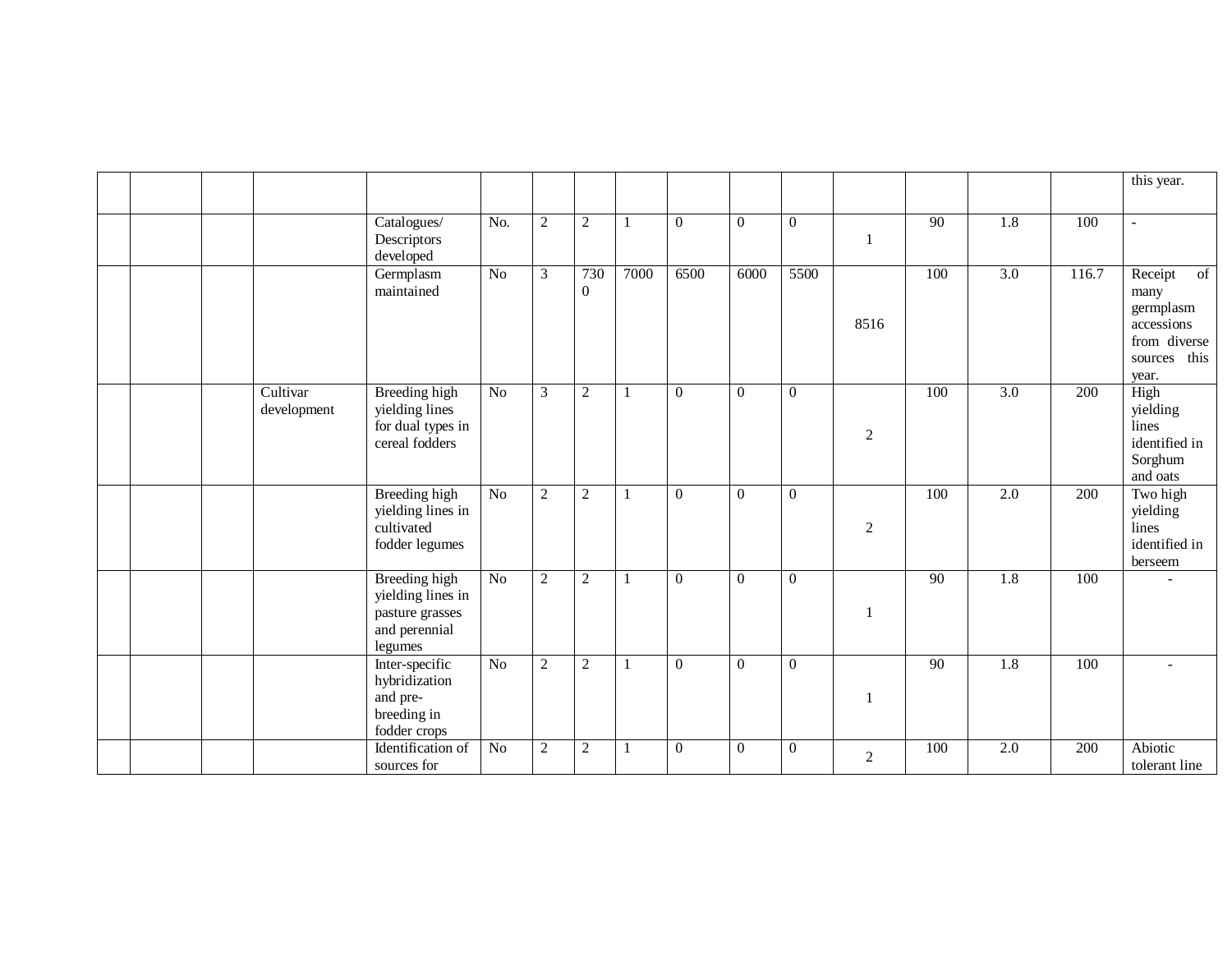| | | | | | | | | | | | | | | | | |
|---|---|---|---|---|---|---|---|---|---|---|---|---|---|---|---|---|
| | | | | | | | | | | | | | | | | this year. |
| | | | | Catalogues/ Descriptors developed | No. | 2 | 2 | 1 | 0 | 0 | 0 | 1 | 90 | 1.8 | 100 | - |
| | | | | Germplasm maintained | No | 3 | 7300 | 7000 | 6500 | 6000 | 5500 | 8516 | 100 | 3.0 | 116.7 | Receipt of many germplasm accessions from diverse sources this year. |
| | | | Cultivar development | Breeding high yielding lines for dual types in cereal fodders | No | 3 | 2 | 1 | 0 | 0 | 0 | 2 | 100 | 3.0 | 200 | High yielding lines identified in Sorghum and oats |
| | | | | Breeding high yielding lines in cultivated fodder legumes | No | 2 | 2 | 1 | 0 | 0 | 0 | 2 | 100 | 2.0 | 200 | Two high yielding lines identified in berseem |
| | | | | Breeding high yielding lines in pasture grasses and perennial legumes | No | 2 | 2 | 1 | 0 | 0 | 0 | 1 | 90 | 1.8 | 100 | - |
| | | | | Inter-specific hybridization and pre-breeding in fodder crops | No | 2 | 2 | 1 | 0 | 0 | 0 | 1 | 90 | 1.8 | 100 | - |
| | | | | Identification of sources for | No | 2 | 2 | 1 | 0 | 0 | 0 | 2 | 100 | 2.0 | 200 | Abiotic tolerant line |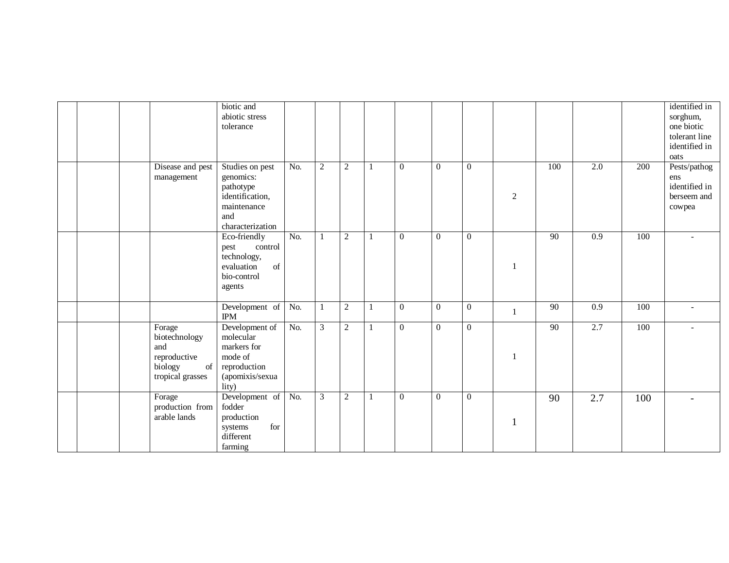|  |  |  |  |  |  |  |  |  |  |  |  |  |  |  |  |  |
|---|---|---|---|---|---|---|---|---|---|---|---|---|---|---|---|---|
|  |  |  |  | biotic and abiotic stress tolerance |  |  |  |  |  |  |  |  |  |  |  | identified in sorghum, one biotic tolerant line identified in oats |
|  |  |  | Disease and pest management | Studies on pest genomics: pathotype identification, maintenance and characterization | No. | 2 | 2 | 1 | 0 | 0 | 0 | 2 | 100 | 2.0 | 200 | Pests/pathogens identified in berseem and cowpea |
|  |  |  |  | Eco-friendly pest control technology, evaluation of bio-control agents | No. | 1 | 2 | 1 | 0 | 0 | 0 | 1 | 90 | 0.9 | 100 | - |
|  |  |  |  | Development of IPM | No. | 1 | 2 | 1 | 0 | 0 | 0 | 1 | 90 | 0.9 | 100 | - |
|  |  |  | Forage biotechnology and reproductive biology of tropical grasses | Development of molecular markers for mode of reproduction (apomixis/sexuality) | No. | 3 | 2 | 1 | 0 | 0 | 0 | 1 | 90 | 2.7 | 100 | - |
|  |  |  | Forage production from arable lands | Development of fodder production systems for different farming | No. | 3 | 2 | 1 | 0 | 0 | 0 | 1 | 90 | 2.7 | 100 | - |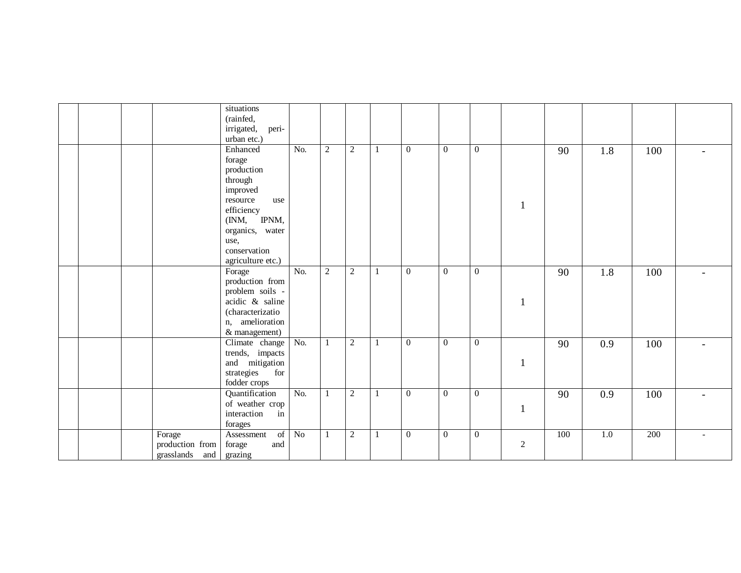| | | | | situations (rainfed, irrigated, peri-urban etc.) | | | | | | | | | | | | |
|---|---|---|---|---|---|---|---|---|---|---|---|---|---|---|---|---|
| | | | | Enhanced forage production through improved resource use efficiency (INM, IPNM, organics, water use, conservation agriculture etc.) | No. | 2 | 2 | 1 | 0 | 0 | 0 | 1 | 90 | 1.8 | 100 | - |
| | | | | Forage production from problem soils - acidic & saline (characterization, amelioration & management) | No. | 2 | 2 | 1 | 0 | 0 | 0 | 1 | 90 | 1.8 | 100 | - |
| | | | | Climate change trends, impacts and mitigation strategies for fodder crops | No. | 1 | 2 | 1 | 0 | 0 | 0 | 1 | 90 | 0.9 | 100 | - |
| | | | | Quantification of weather crop interaction in forages | No. | 1 | 2 | 1 | 0 | 0 | 0 | 1 | 90 | 0.9 | 100 | - |
| | | | Forage production from grasslands and | Assessment of forage and grazing | No | 1 | 2 | 1 | 0 | 0 | 0 | 2 | 100 | 1.0 | 200 | - |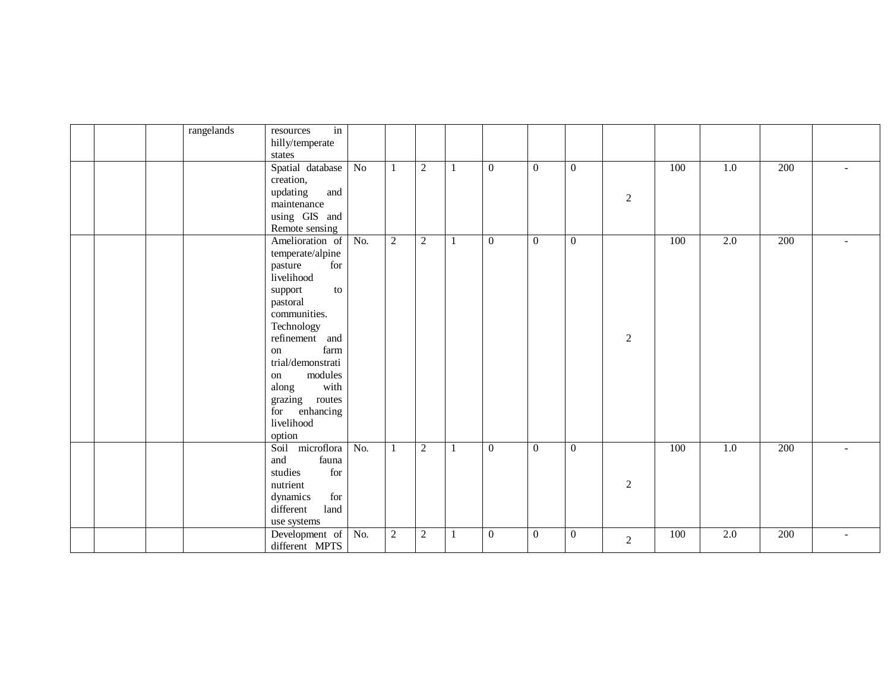| | | | rangelands | resources in hilly/temperate states | | | | | | | | | | | | |
|---|---|---|---|---|---|---|---|---|---|---|---|---|---|---|---|---|
| | | | | Spatial database creation, updating and maintenance using GIS and Remote sensing | No | 1 | 2 | 1 | 0 | 0 | 0 | 2 | 100 | 1.0 | 200 | - |
| | | | | Amelioration of temperate/alpine pasture for livelihood support to pastoral communities. Technology refinement and on farm trial/demonstration modules along with grazing routes for enhancing livelihood option | No. | 2 | 2 | 1 | 0 | 0 | 0 | 2 | 100 | 2.0 | 200 | - |
| | | | | Soil microflora and fauna studies for nutrient dynamics for different land use systems | No. | 1 | 2 | 1 | 0 | 0 | 0 | 2 | 100 | 1.0 | 200 | - |
| | | | | Development of different MPTS | No. | 2 | 2 | 1 | 0 | 0 | 0 | 2 | 100 | 2.0 | 200 | - |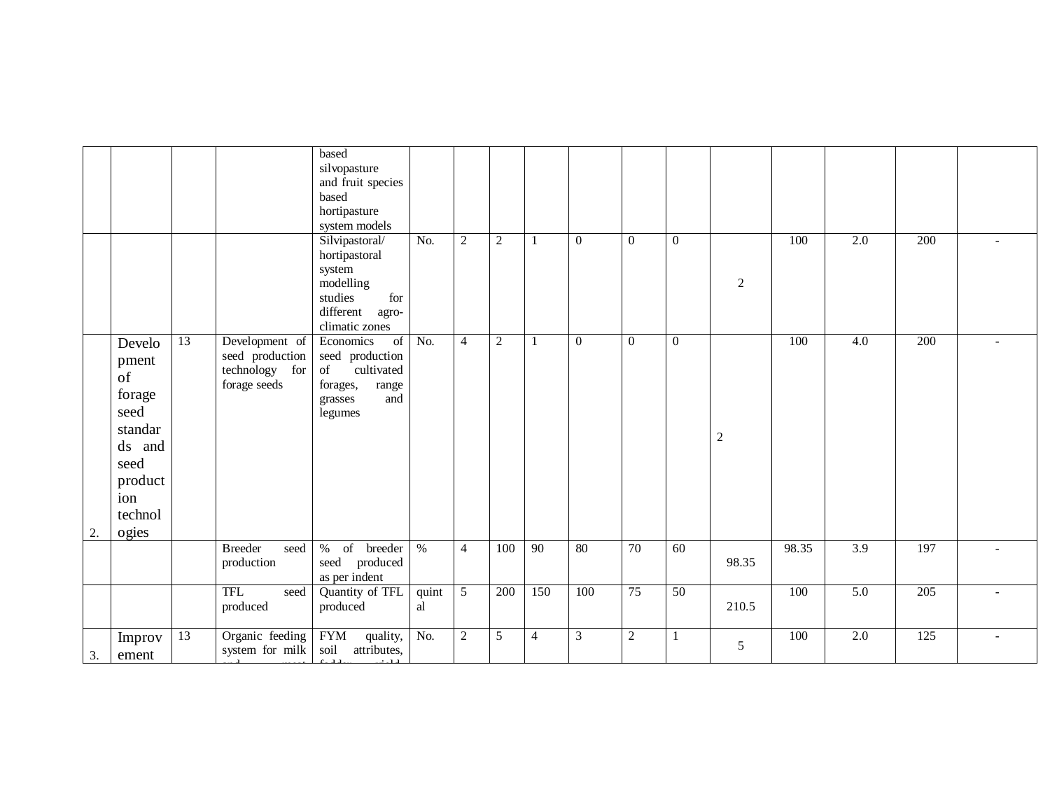| | | | | based silvopasture and fruit species based hortipasture system models | | | | | | | | | | | | |
|---|---|---|---|---|---|---|---|---|---|---|---|---|---|---|---|---|
| | | | | Silvipastoral/ hortipastoral system modelling studies for different agro-climatic zones | No. | 2 | 2 | 1 | 0 | 0 | 0 | 2 | 100 | 2.0 | 200 | - |
| 2. | Development of forage seed standards and seed production technologies | 13 | Development of seed production technology for forage seeds | Economics of seed production of cultivated forages, range grasses and legumes | No. | 4 | 2 | 1 | 0 | 0 | 0 | 2 | 100 | 4.0 | 200 | - |
| | | | Breeder seed production | % of breeder seed produced as per indent | % | 4 | 100 | 90 | 80 | 70 | 60 | 98.35 | 98.35 | 3.9 | 197 | - |
| | | | TFL seed produced | Quantity of TFL produced | quintal | 5 | 200 | 150 | 100 | 75 | 50 | 210.5 | 100 | 5.0 | 205 | - |
| 3. | Improvement | 13 | Organic feeding system for milk | FYM quality, soil attributes, | No. | 2 | 5 | 4 | 3 | 2 | 1 | 5 | 100 | 2.0 | 125 | - |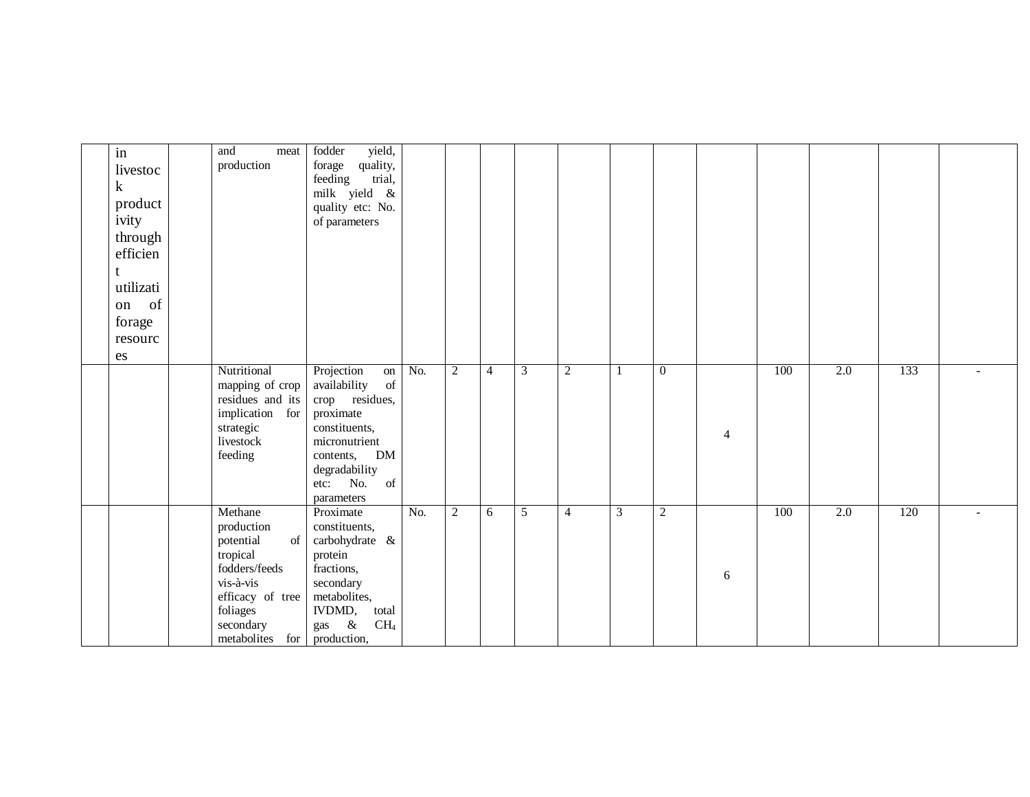| | | | | | | | | | | | | | | | | |
|---|---|---|---|---|---|---|---|---|---|---|---|---|---|---|---|---|
| | in livestock productivity through efficient utilization of forage resources | | and meat production | fodder yield, forage quality, feeding trial, milk yield & quality etc: No. of parameters | | | | | | | | | | | | |
| | | | Nutritional mapping of crop residues and its implication for strategic livestock feeding | Projection on availability of crop residues, proximate constituents, micronutrient contents, DM degradability etc: No. of parameters | No. | 2 | 4 | 3 | 2 | 1 | 0 | 4 | 100 | 2.0 | 133 | - |
| | | | Methane production potential of tropical fodders/feeds vis-à-vis efficacy of tree foliages secondary metabolites for | Proximate constituents, carbohydrate & protein fractions, secondary metabolites, IVDMD, total gas & $CH_4$ production, | No. | 2 | 6 | 5 | 4 | 3 | 2 | 6 | 100 | 2.0 | 120 | - |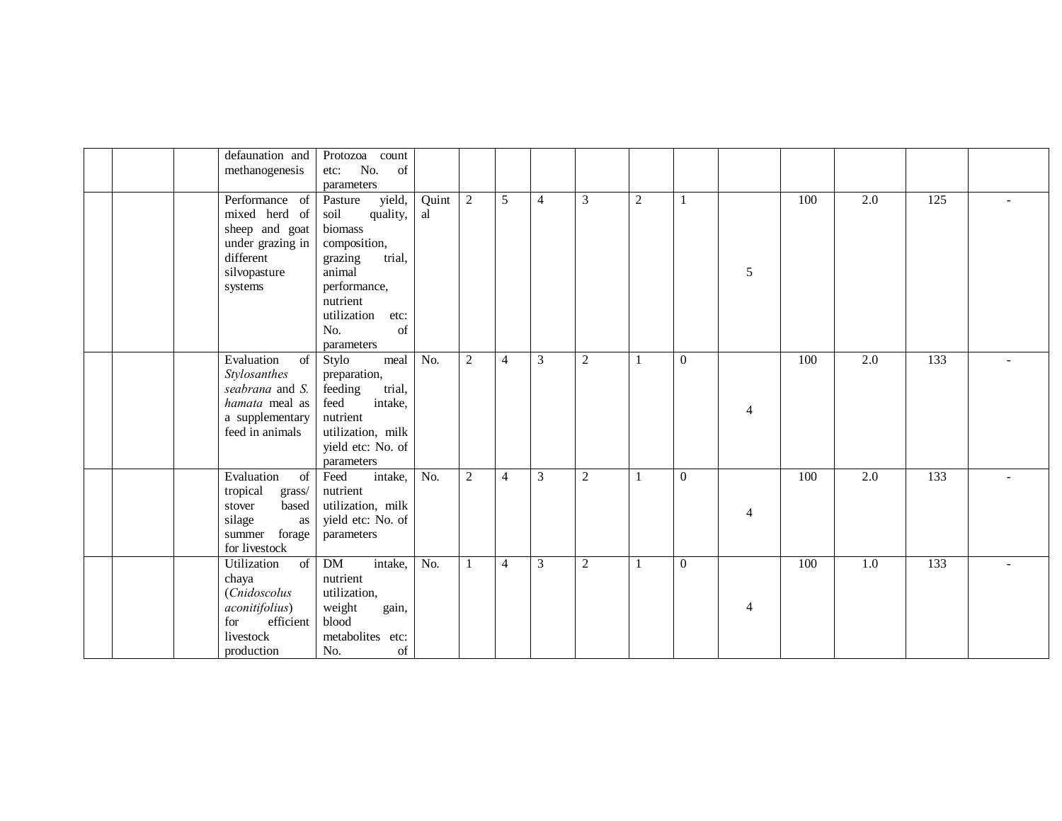| | | | | | | | | | | | | | | | | |
|---|---|---|---|---|---|---|---|---|---|---|---|---|---|---|---|---|
| | | | defaunation and methanogenesis | Protozoa count etc: No. of parameters | | | | | | | | | | | | |
| | | | Performance of mixed herd of sheep and goat under grazing in different silvopasture systems | Pasture yield, soil quality, biomass composition, grazing trial, animal performance, nutrient utilization etc: No. of parameters | Quintal | 2 | 5 | 4 | 3 | 2 | 1 | 5 | 100 | 2.0 | 125 | - |
| | | | Evaluation of *Stylosanthes seabrana* and *S. hamata* meal as a supplementary feed in animals | Stylo meal preparation, feeding trial, feed intake, nutrient utilization, milk yield etc: No. of parameters | No. | 2 | 4 | 3 | 2 | 1 | 0 | 4 | 100 | 2.0 | 133 | - |
| | | | Evaluation of tropical grass/ stover based silage as summer forage for livestock | Feed intake, nutrient utilization, milk yield etc: No. of parameters | No. | 2 | 4 | 3 | 2 | 1 | 0 | 4 | 100 | 2.0 | 133 | - |
| | | | Utilization of chaya (*Cnidoscolus aconitifolius*) for efficient livestock production | DM intake, nutrient utilization, weight gain, blood metabolites etc: No. of | No. | 1 | 4 | 3 | 2 | 1 | 0 | 4 | 100 | 1.0 | 133 | - |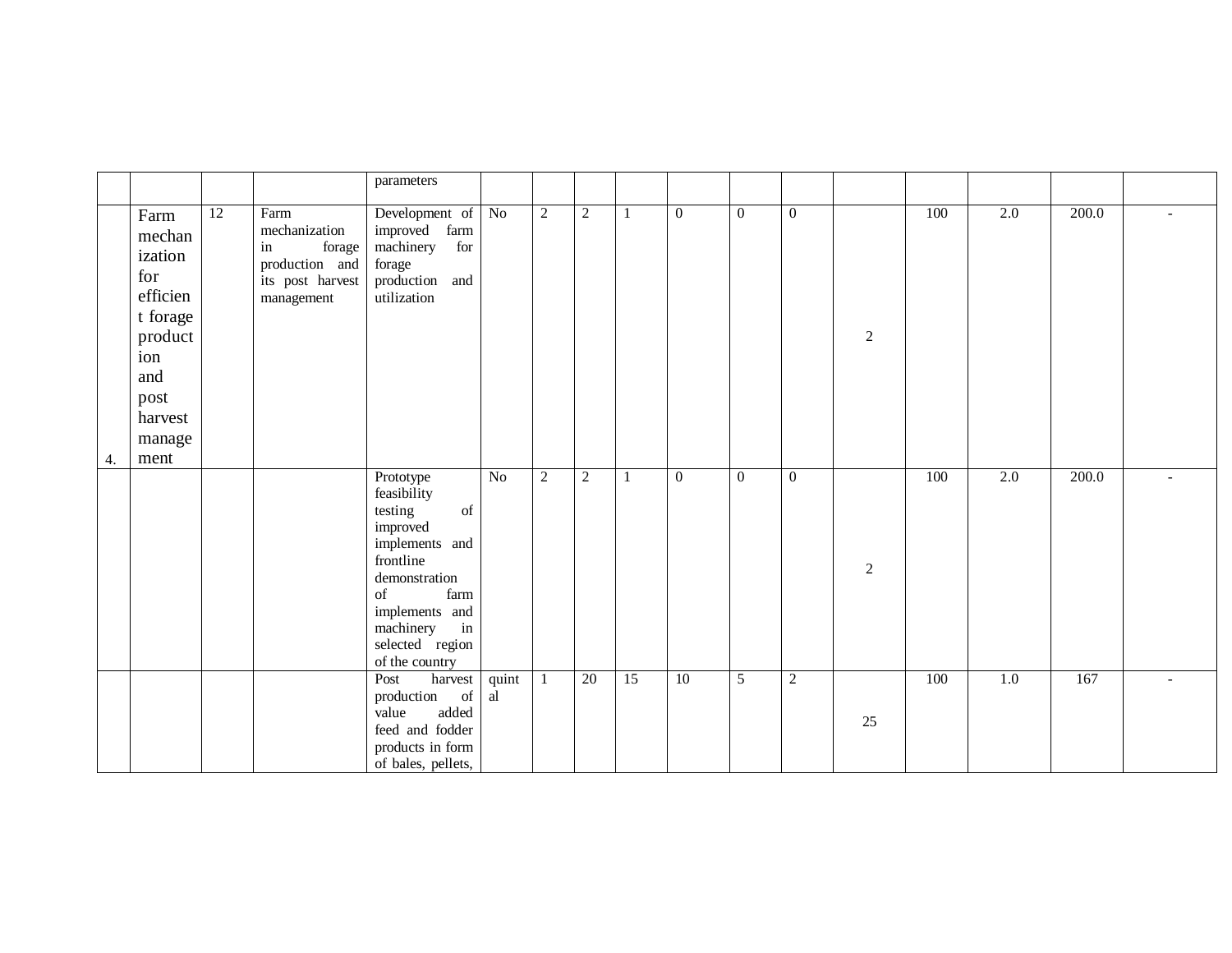| | | | | parameters | | | | | | | | | | | | |
|---|---|---|---|---|---|---|---|---|---|---|---|---|---|---|---|---|
| 4. | Farm mechanization for efficient forage production and post harvest management | 12 | Farm mechanization in forage production and its post harvest management | Development of improved farm machinery for forage production and utilization | No | 2 | 2 | 1 | 0 | 0 | 0 | 2 | 100 | 2.0 | 200.0 | - |
| | | | | Prototype feasibility testing of improved implements and frontline demonstration of farm implements and machinery in selected region of the country | No | 2 | 2 | 1 | 0 | 0 | 0 | 2 | 100 | 2.0 | 200.0 | - |
| | | | | Post harvest production of value added feed and fodder products in form of bales, pellets, | quintal | 1 | 20 | 15 | 10 | 5 | 2 | 25 | 100 | 1.0 | 167 | - |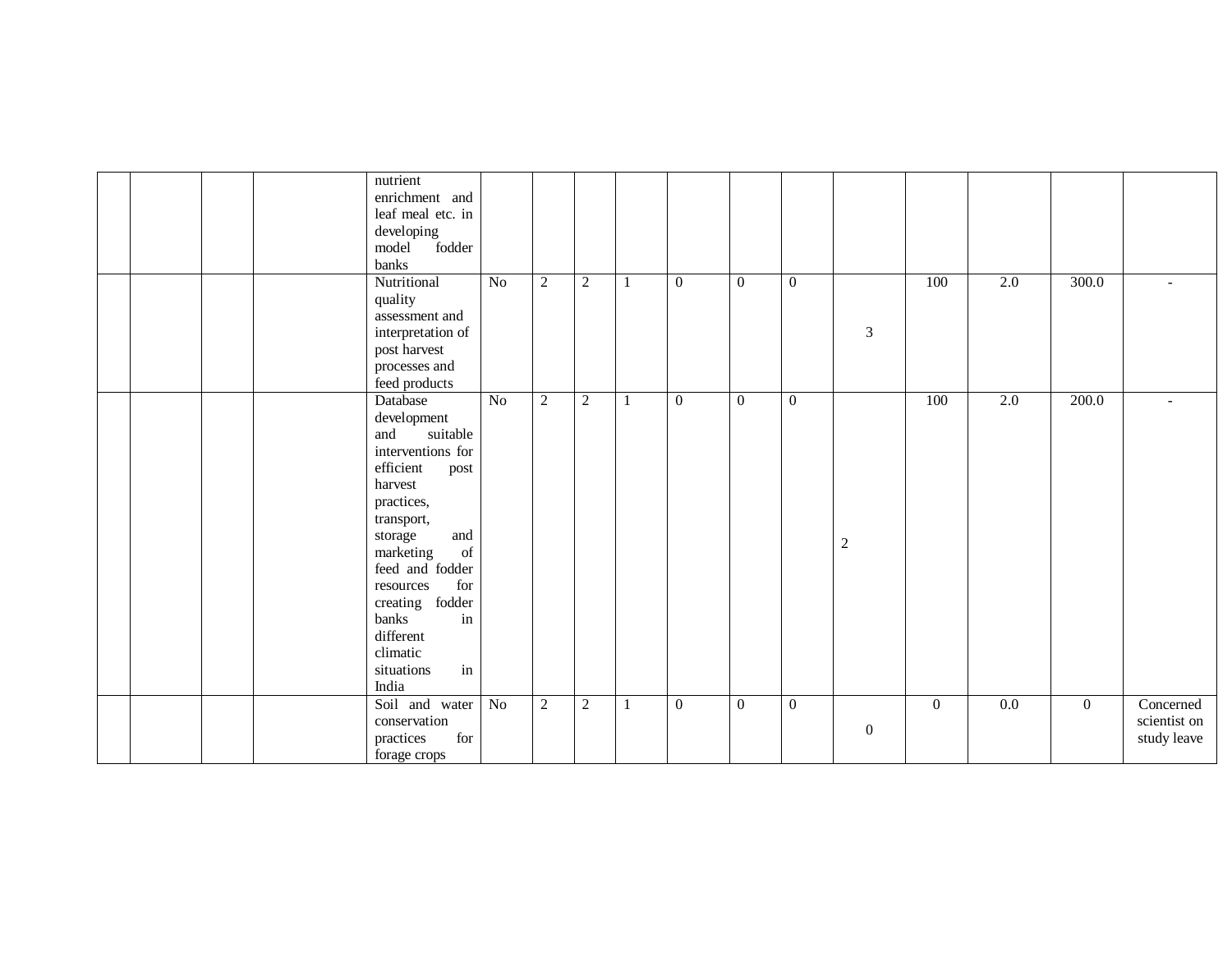| | | | | nutrient enrichment and leaf meal etc. in developing model fodder banks | | | | | | | | | | | | |
|---|---|---|---|---|---|---|---|---|---|---|---|---|---|---|---|---|
| | | | | Nutritional quality assessment and interpretation of post harvest processes and feed products | No | 2 | 2 | 1 | 0 | 0 | 0 | 3 | 100 | 2.0 | 300.0 | - |
| | | | | Database development and suitable interventions for efficient post harvest practices, transport, storage and marketing of feed and fodder resources for creating fodder banks in different climatic situations in India | No | 2 | 2 | 1 | 0 | 0 | 0 | 2 | 100 | 2.0 | 200.0 | - |
| | | | | Soil and water conservation practices for forage crops | No | 2 | 2 | 1 | 0 | 0 | 0 | 0 | 0 | 0.0 | 0 | Concerned scientist on study leave |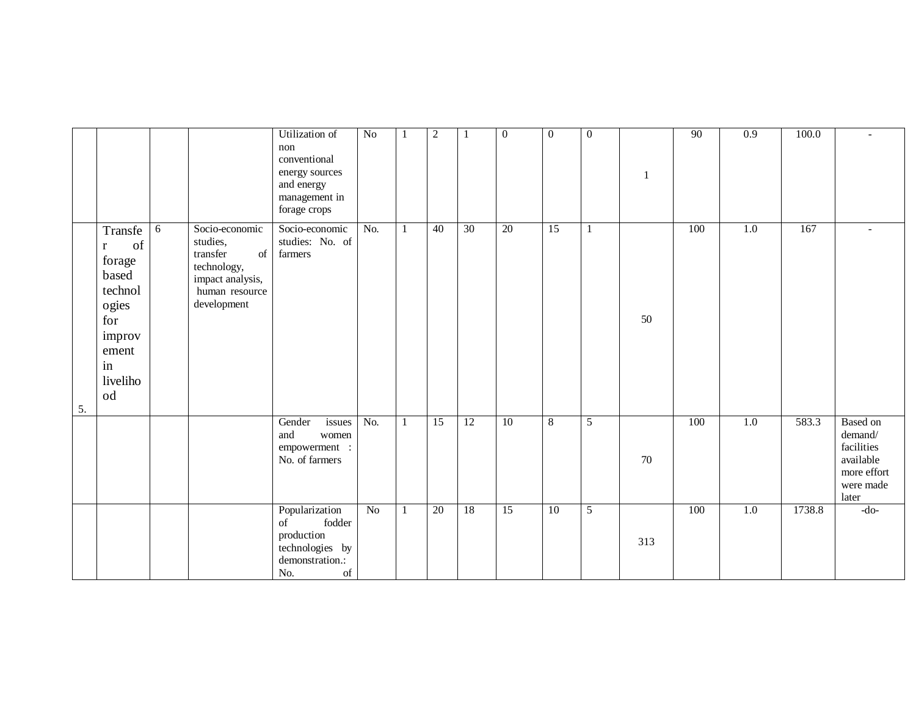|  |  |  |  |  |  |  |  |  |  |  |  |  |  |  |  |  |
|---|---|---|---|---|---|---|---|---|---|---|---|---|---|---|---|---|
|  |  |  |  | Utilization of non conventional energy sources and energy management in forage crops | No | 1 | 2 | 1 | 0 | 0 | 0 | 1 | 90 | 0.9 | 100.0 | - |
| 5. | Transfer of forage based technologies for improvement in livelihood | 6 | Socio-economic studies, transfer of technology, impact analysis, human resource development | Socio-economic studies: No. of farmers | No. | 1 | 40 | 30 | 20 | 15 | 1 | 50 | 100 | 1.0 | 167 | - |
|  |  |  |  | Gender issues and women empowerment : No. of farmers | No. | 1 | 15 | 12 | 10 | 8 | 5 | 70 | 100 | 1.0 | 583.3 | Based on demand/ facilities available more effort were made later |
|  |  |  |  | Popularization of fodder production technologies by demonstration.: No. of | No | 1 | 20 | 18 | 15 | 10 | 5 | 313 | 100 | 1.0 | 1738.8 | -do- |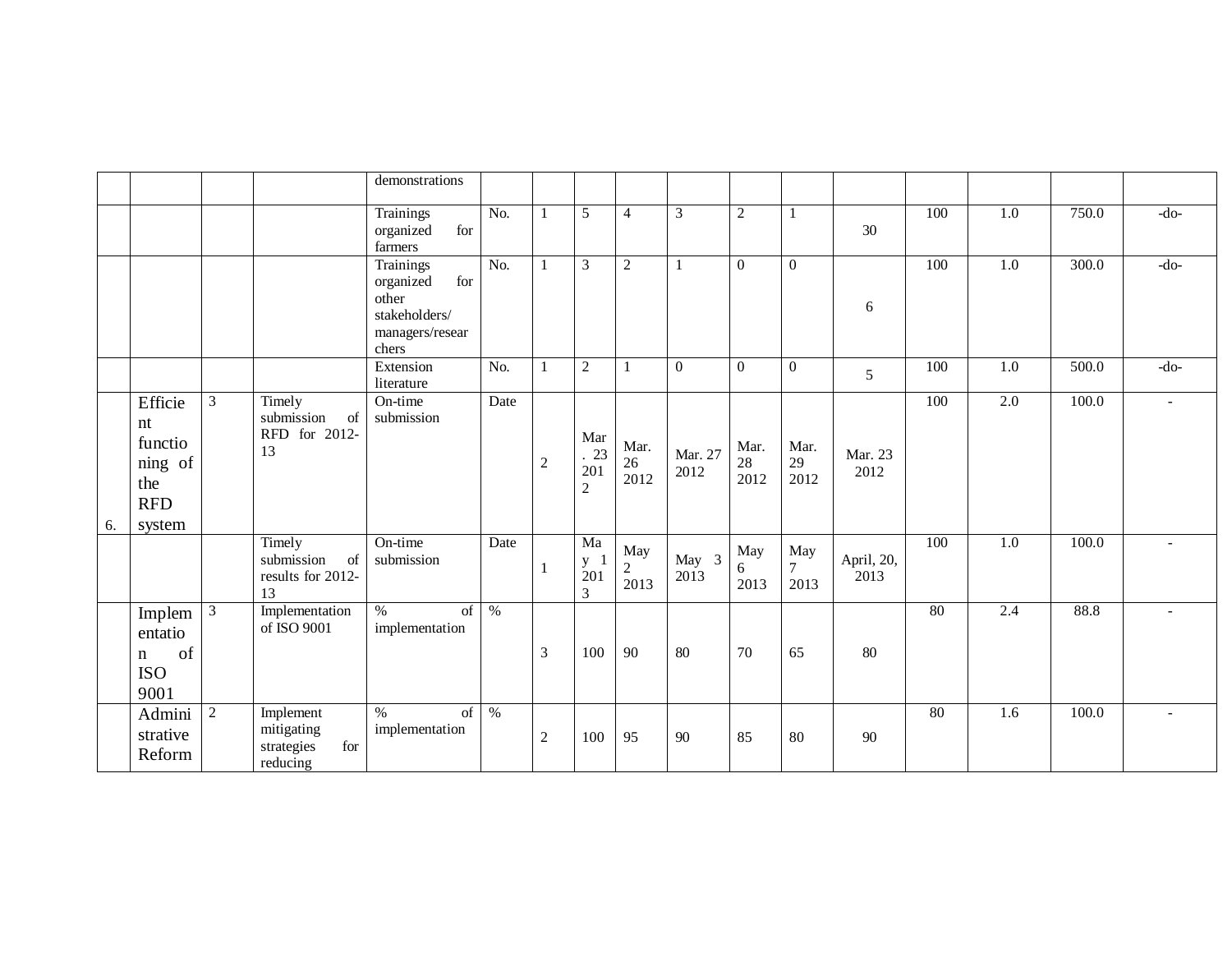| | | | | demonstrations | | | | | | | | | | | | |
|---|---|---|---|---|---|---|---|---|---|---|---|---|---|---|---|---|
| | | | | Trainings organized for farmers | No. | 1 | 5 | 4 | 3 | 2 | 1 | 30 | 100 | 1.0 | 750.0 | -do- |
| | | | | Trainings organized for other stakeholders/ managers/researchers | No. | 1 | 3 | 2 | 1 | 0 | 0 | 6 | 100 | 1.0 | 300.0 | -do- |
| | | | | Extension literature | No. | 1 | 2 | 1 | 0 | 0 | 0 | 5 | 100 | 1.0 | 500.0 | -do- |
| 6. | Efficient functioning of the RFD system | 3 | Timely submission of RFD for 2012-13 | On-time submission | Date | 2 | Mar. 23 2012 | Mar. 26 2012 | Mar. 27 2012 | Mar. 28 2012 | Mar. 29 2012 | Mar. 23 2012 | 100 | 2.0 | 100.0 | - |
| | | | Timely submission of results for 2012-13 | On-time submission | Date | 1 | May 1 2013 | May 2 2013 | May 3 2013 | May 6 2013 | May 7 2013 | April, 20, 2013 | 100 | 1.0 | 100.0 | - |
| | Implementation of ISO 9001 | 3 | Implementation of ISO 9001 | % of implementation | % | 3 | 100 | 90 | 80 | 70 | 65 | 80 | 80 | 2.4 | 88.8 | - |
| | Administrative Reform | 2 | Implement mitigating strategies for reducing | % of implementation | % | 2 | 100 | 95 | 90 | 85 | 80 | 90 | 80 | 1.6 | 100.0 | - |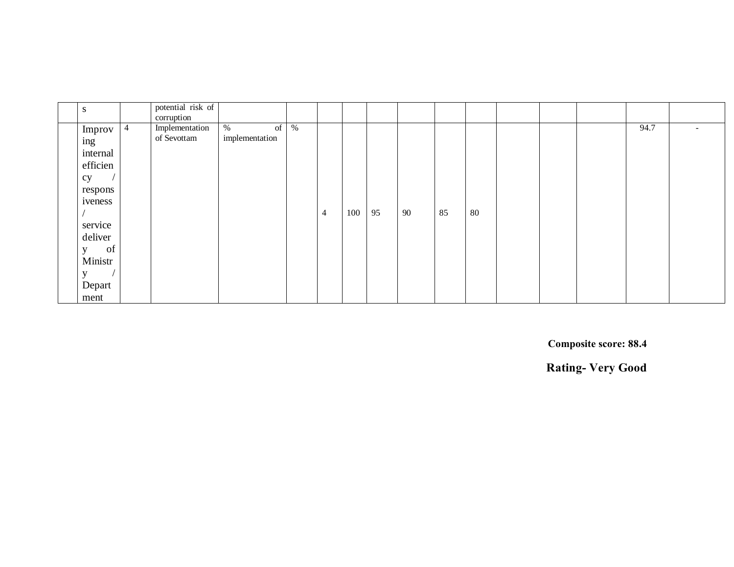| | | | | | | | | | | | | | | | | |
|---|---|---|---|---|---|---|---|---|---|---|---|---|---|---|---|---|
| | s | | potential risk of corruption | | | | | | | | | | | | | |
| | Improving internal efficiency / responsiveness / service delivery of Ministry / Department | 4 | Implementation of Sevottam | % of implementation | % | 4 | 100 | 95 | 90 | 85 | 80 | | | | 94.7 | - |

**Composite score: 88.4**

**Rating- Very Good**